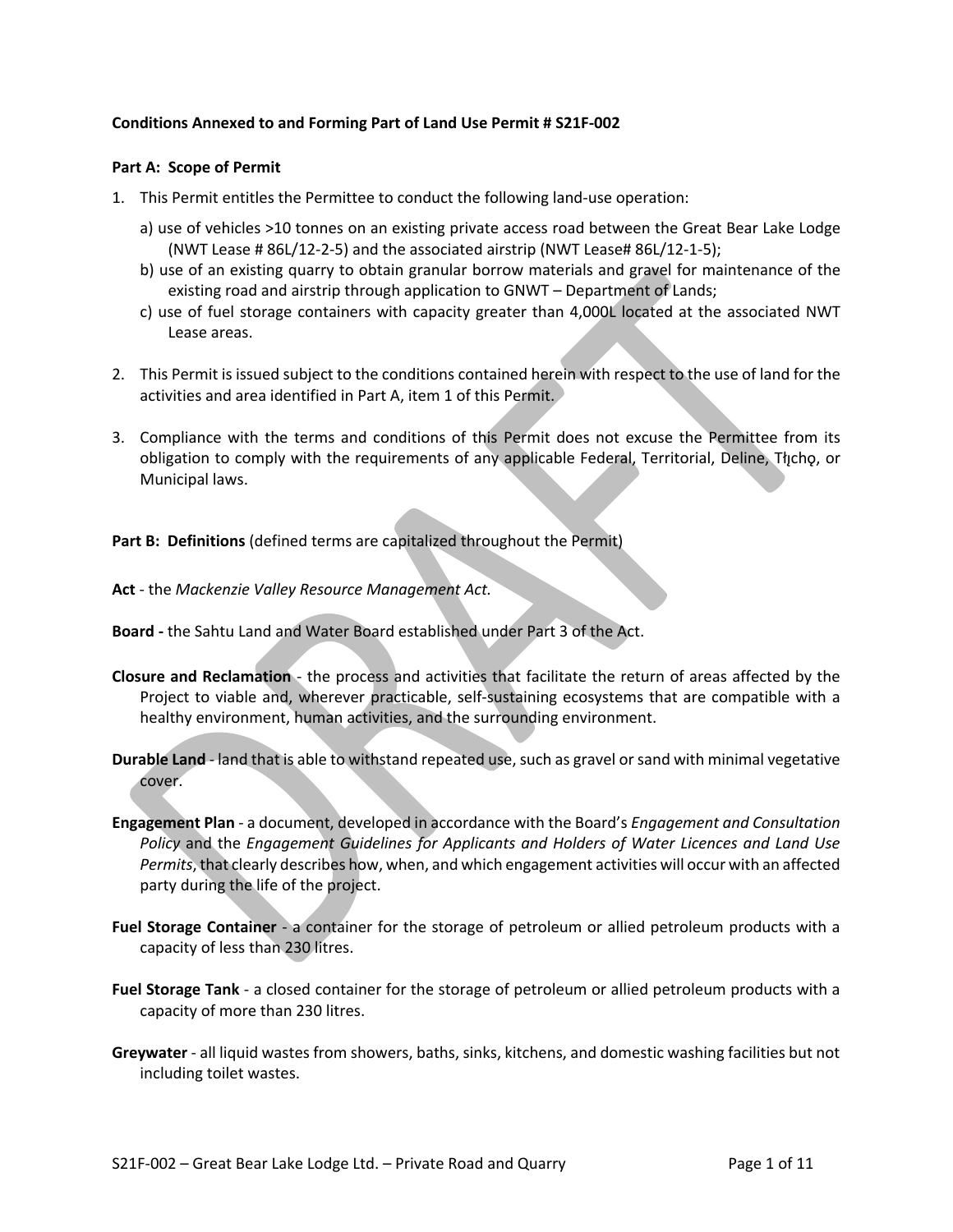**Conditions Annexed to and Forming Part of Land Use Permit # S21F-002**

**Part A: Scope of Permit**

1. This Permit entitles the Permittee to conduct the following land-use operation:

   a) use of vehicles >10 tonnes on an existing private access road between the Great Bear Lake Lodge (NWT Lease # 86L/12-2-5) and the associated airstrip (NWT Lease# 86L/12-1-5);

   b) use of an existing quarry to obtain granular borrow materials and gravel for maintenance of the existing road and airstrip through application to GNWT – Department of Lands;

   c) use of fuel storage containers with capacity greater than 4,000L located at the associated NWT Lease areas.

2. This Permit is issued subject to the conditions contained herein with respect to the use of land for the activities and area identified in Part A, item 1 of this Permit.

3. Compliance with the terms and conditions of this Permit does not excuse the Permittee from its obligation to comply with the requirements of any applicable Federal, Territorial, Deline, Tłįchǫ, or Municipal laws.

**Part B: Definitions** (defined terms are capitalized throughout the Permit)

**Act** - the *Mackenzie Valley Resource Management Act.*

**Board -** the Sahtu Land and Water Board established under Part 3 of the Act.

**Closure and Reclamation** - the process and activities that facilitate the return of areas affected by the Project to viable and, wherever practicable, self-sustaining ecosystems that are compatible with a healthy environment, human activities, and the surrounding environment.

**Durable Land** - land that is able to withstand repeated use, such as gravel or sand with minimal vegetative cover.

**Engagement Plan** - a document, developed in accordance with the Board's *Engagement and Consultation Policy* and the *Engagement Guidelines for Applicants and Holders of Water Licences and Land Use Permits*, that clearly describes how, when, and which engagement activities will occur with an affected party during the life of the project.

**Fuel Storage Container** - a container for the storage of petroleum or allied petroleum products with a capacity of less than 230 litres.

**Fuel Storage Tank** - a closed container for the storage of petroleum or allied petroleum products with a capacity of more than 230 litres.

**Greywater** - all liquid wastes from showers, baths, sinks, kitchens, and domestic washing facilities but not including toilet wastes.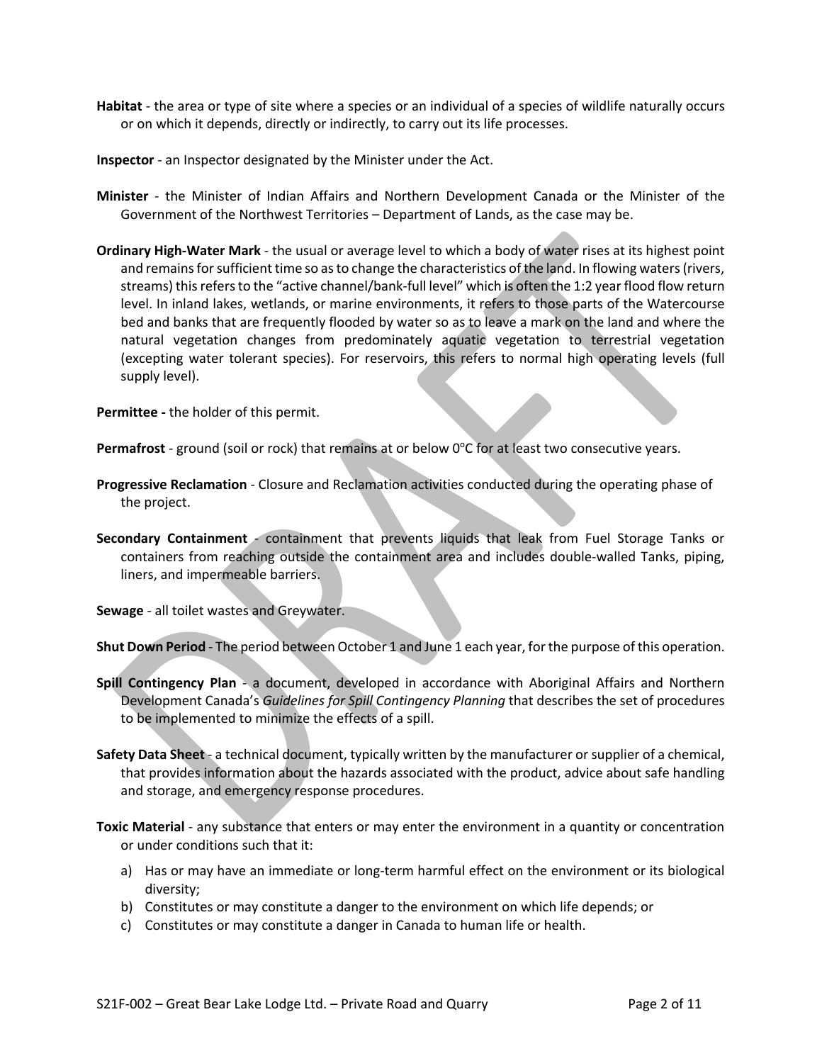**Habitat** - the area or type of site where a species or an individual of a species of wildlife naturally occurs or on which it depends, directly or indirectly, to carry out its life processes.

**Inspector** - an Inspector designated by the Minister under the Act.

**Minister** - the Minister of Indian Affairs and Northern Development Canada or the Minister of the Government of the Northwest Territories – Department of Lands, as the case may be.

**Ordinary High-Water Mark** - the usual or average level to which a body of water rises at its highest point and remains for sufficient time so as to change the characteristics of the land. In flowing waters (rivers, streams) this refers to the "active channel/bank-full level" which is often the 1:2 year flood flow return level. In inland lakes, wetlands, or marine environments, it refers to those parts of the Watercourse bed and banks that are frequently flooded by water so as to leave a mark on the land and where the natural vegetation changes from predominately aquatic vegetation to terrestrial vegetation (excepting water tolerant species). For reservoirs, this refers to normal high operating levels (full supply level).

**Permittee -** the holder of this permit.

**Permafrost** - ground (soil or rock) that remains at or below 0$^{o}$C for at least two consecutive years.

**Progressive Reclamation** - Closure and Reclamation activities conducted during the operating phase of the project.

**Secondary Containment** - containment that prevents liquids that leak from Fuel Storage Tanks or containers from reaching outside the containment area and includes double-walled Tanks, piping, liners, and impermeable barriers.

**Sewage** - all toilet wastes and Greywater.

**Shut Down Period** - The period between October 1 and June 1 each year, for the purpose of this operation.

**Spill Contingency Plan** - a document, developed in accordance with Aboriginal Affairs and Northern Development Canada's *Guidelines for Spill Contingency Planning* that describes the set of procedures to be implemented to minimize the effects of a spill.

**Safety Data Sheet** - a technical document, typically written by the manufacturer or supplier of a chemical, that provides information about the hazards associated with the product, advice about safe handling and storage, and emergency response procedures.

**Toxic Material** - any substance that enters or may enter the environment in a quantity or concentration or under conditions such that it:

a) Has or may have an immediate or long-term harmful effect on the environment or its biological diversity;
b) Constitutes or may constitute a danger to the environment on which life depends; or
c) Constitutes or may constitute a danger in Canada to human life or health.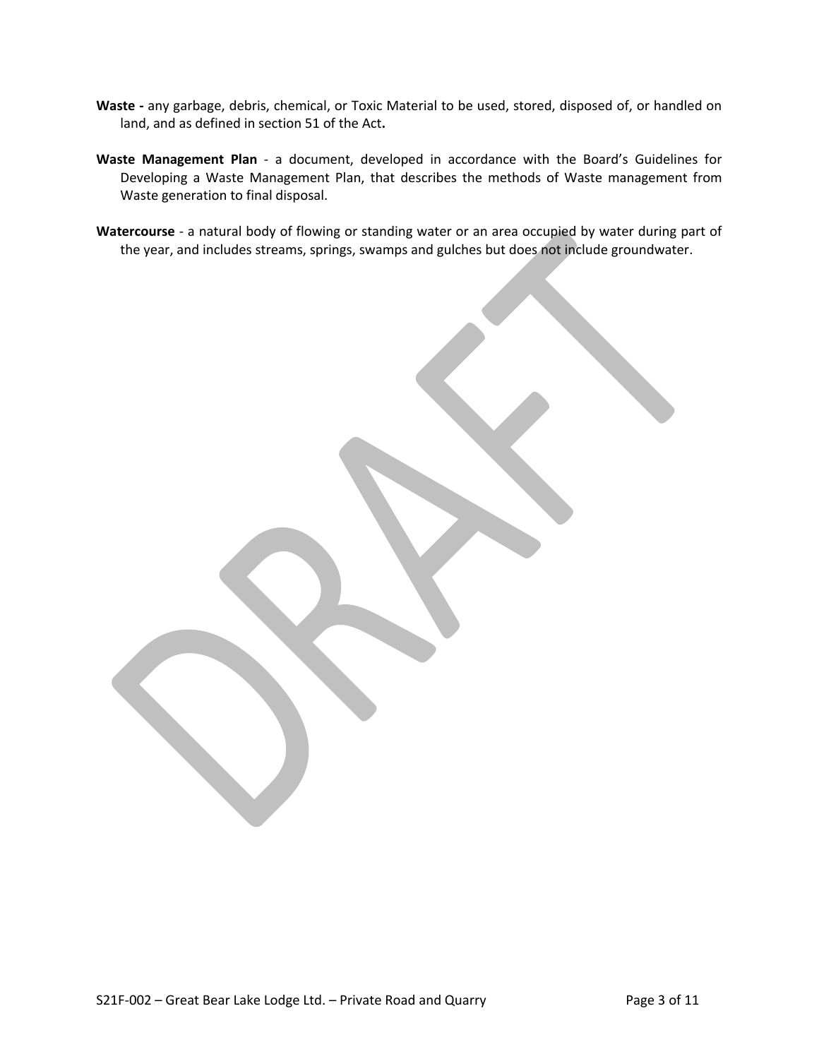**Waste -** any garbage, debris, chemical, or Toxic Material to be used, stored, disposed of, or handled on land, and as defined in section 51 of the Act**.**

**Waste Management Plan** - a document, developed in accordance with the Board's Guidelines for Developing a Waste Management Plan, that describes the methods of Waste management from Waste generation to final disposal.

**Watercourse** - a natural body of flowing or standing water or an area occupied by water during part of the year, and includes streams, springs, swamps and gulches but does not include groundwater.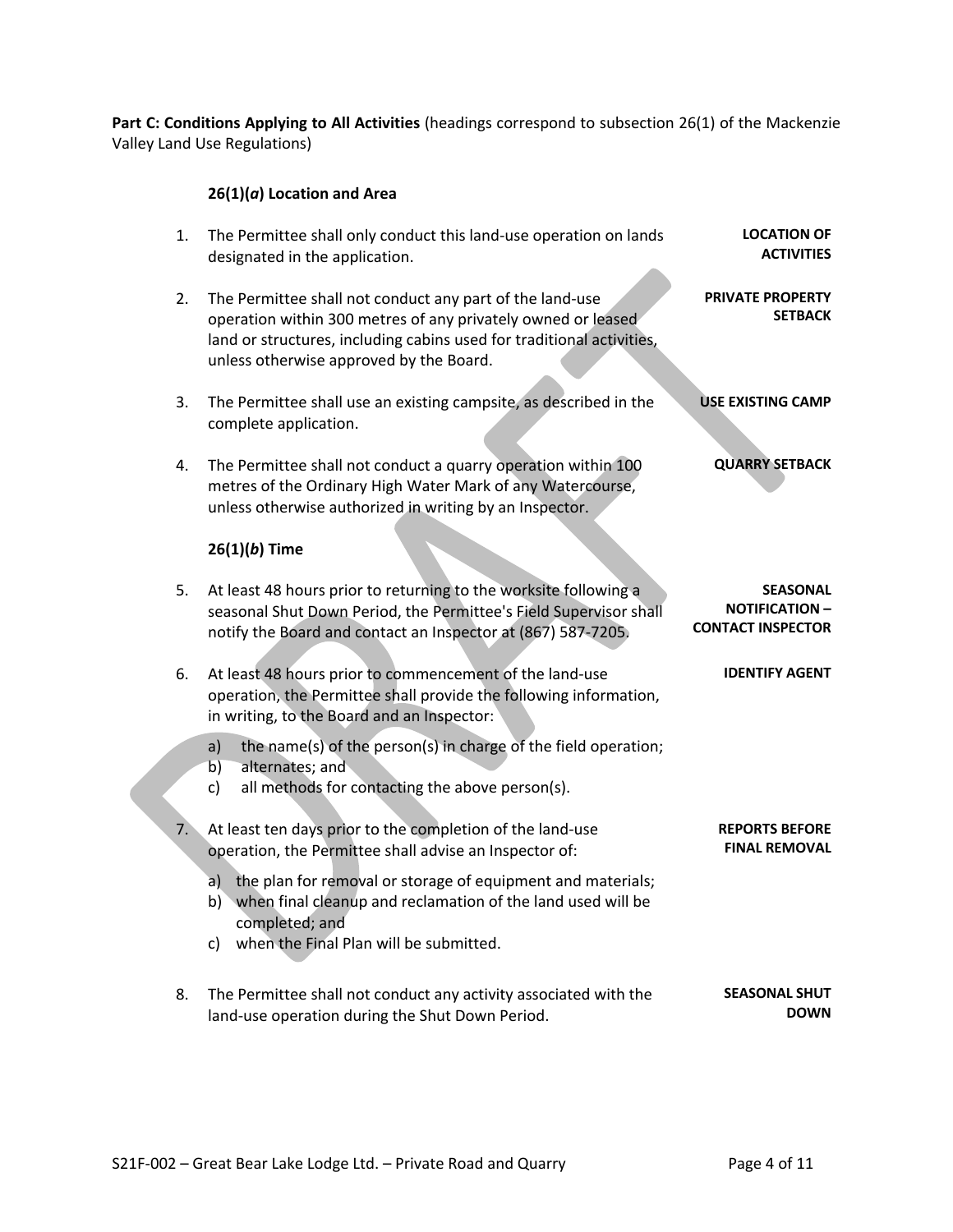**Part C: Conditions Applying to All Activities** (headings correspond to subsection 26(1) of the Mackenzie Valley Land Use Regulations)

### 26(1)(*a*) Location and Area

| | Condition | Heading |
|---|---|---|
| 1. | The Permittee shall only conduct this land-use operation on lands designated in the application. | **LOCATION OF ACTIVITIES** |
| 2. | The Permittee shall not conduct any part of the land-use operation within 300 metres of any privately owned or leased land or structures, including cabins used for traditional activities, unless otherwise approved by the Board. | **PRIVATE PROPERTY SETBACK** |
| 3. | The Permittee shall use an existing campsite, as described in the complete application. | **USE EXISTING CAMP** |
| 4. | The Permittee shall not conduct a quarry operation within 100 metres of the Ordinary High Water Mark of any Watercourse, unless otherwise authorized in writing by an Inspector. | **QUARRY SETBACK** |

### 26(1)(*b*) Time

| | Condition | Heading |
|---|---|---|
| 5. | At least 48 hours prior to returning to the worksite following a seasonal Shut Down Period, the Permittee's Field Supervisor shall notify the Board and contact an Inspector at (867) 587-7205. | **SEASONAL NOTIFICATION – CONTACT INSPECTOR** |
| 6. | At least 48 hours prior to commencement of the land-use operation, the Permittee shall provide the following information, in writing, to the Board and an Inspector:<br>a) the name(s) of the person(s) in charge of the field operation;<br>b) alternates; and<br>c) all methods for contacting the above person(s). | **IDENTIFY AGENT** |
| 7. | At least ten days prior to the completion of the land-use operation, the Permittee shall advise an Inspector of:<br>a) the plan for removal or storage of equipment and materials;<br>b) when final cleanup and reclamation of the land used will be completed; and<br>c) when the Final Plan will be submitted. | **REPORTS BEFORE FINAL REMOVAL** |
| 8. | The Permittee shall not conduct any activity associated with the land-use operation during the Shut Down Period. | **SEASONAL SHUT DOWN** |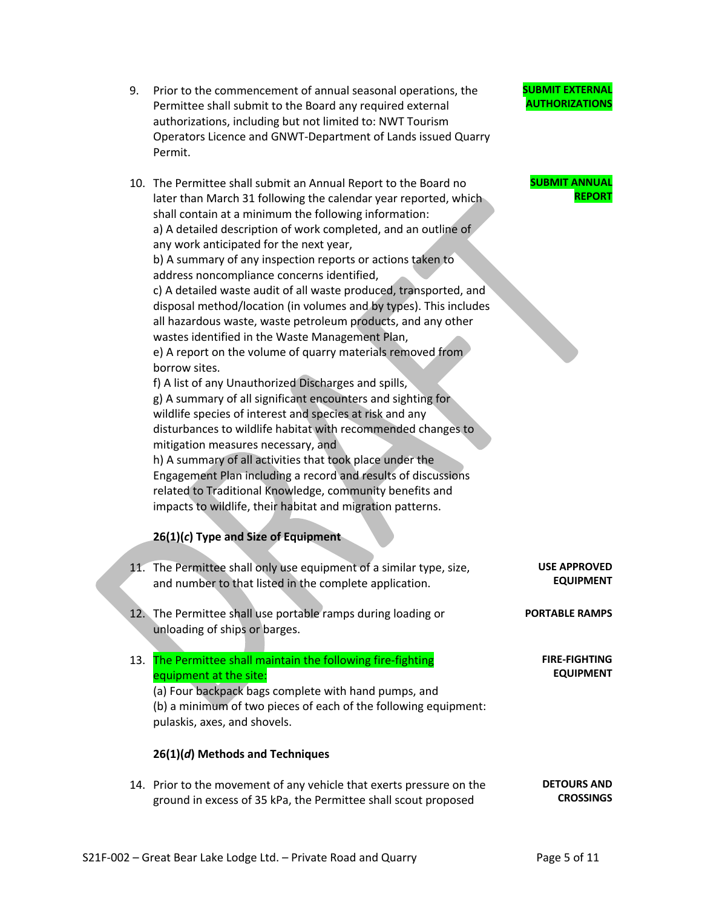9. Prior to the commencement of annual seasonal operations, the Permittee shall submit to the Board any required external authorizations, including but not limited to: NWT Tourism Operators Licence and GNWT-Department of Lands issued Quarry Permit. **SUBMIT EXTERNAL AUTHORIZATIONS**

10. The Permittee shall submit an Annual Report to the Board no later than March 31 following the calendar year reported, which shall contain at a minimum the following information: **SUBMIT ANNUAL REPORT**
    a) A detailed description of work completed, and an outline of any work anticipated for the next year,
    b) A summary of any inspection reports or actions taken to address noncompliance concerns identified,
    c) A detailed waste audit of all waste produced, transported, and disposal method/location (in volumes and by types). This includes all hazardous waste, waste petroleum products, and any other wastes identified in the Waste Management Plan,
    e) A report on the volume of quarry materials removed from borrow sites.
    f) A list of any Unauthorized Discharges and spills,
    g) A summary of all significant encounters and sighting for wildlife species of interest and species at risk and any disturbances to wildlife habitat with recommended changes to mitigation measures necessary, and
    h) A summary of all activities that took place under the Engagement Plan including a record and results of discussions related to Traditional Knowledge, community benefits and impacts to wildlife, their habitat and migration patterns.

**26(1)(*c*) Type and Size of Equipment**

11. The Permittee shall only use equipment of a similar type, size, and number to that listed in the complete application. **USE APPROVED EQUIPMENT**

12. The Permittee shall use portable ramps during loading or unloading of ships or barges. **PORTABLE RAMPS**

13. The Permittee shall maintain the following fire-fighting equipment at the site: **FIRE-FIGHTING EQUIPMENT**
    (a) Four backpack bags complete with hand pumps, and
    (b) a minimum of two pieces of each of the following equipment: pulaskis, axes, and shovels.

**26(1)(*d*) Methods and Techniques**

14. Prior to the movement of any vehicle that exerts pressure on the ground in excess of 35 kPa, the Permittee shall scout proposed **DETOURS AND CROSSINGS**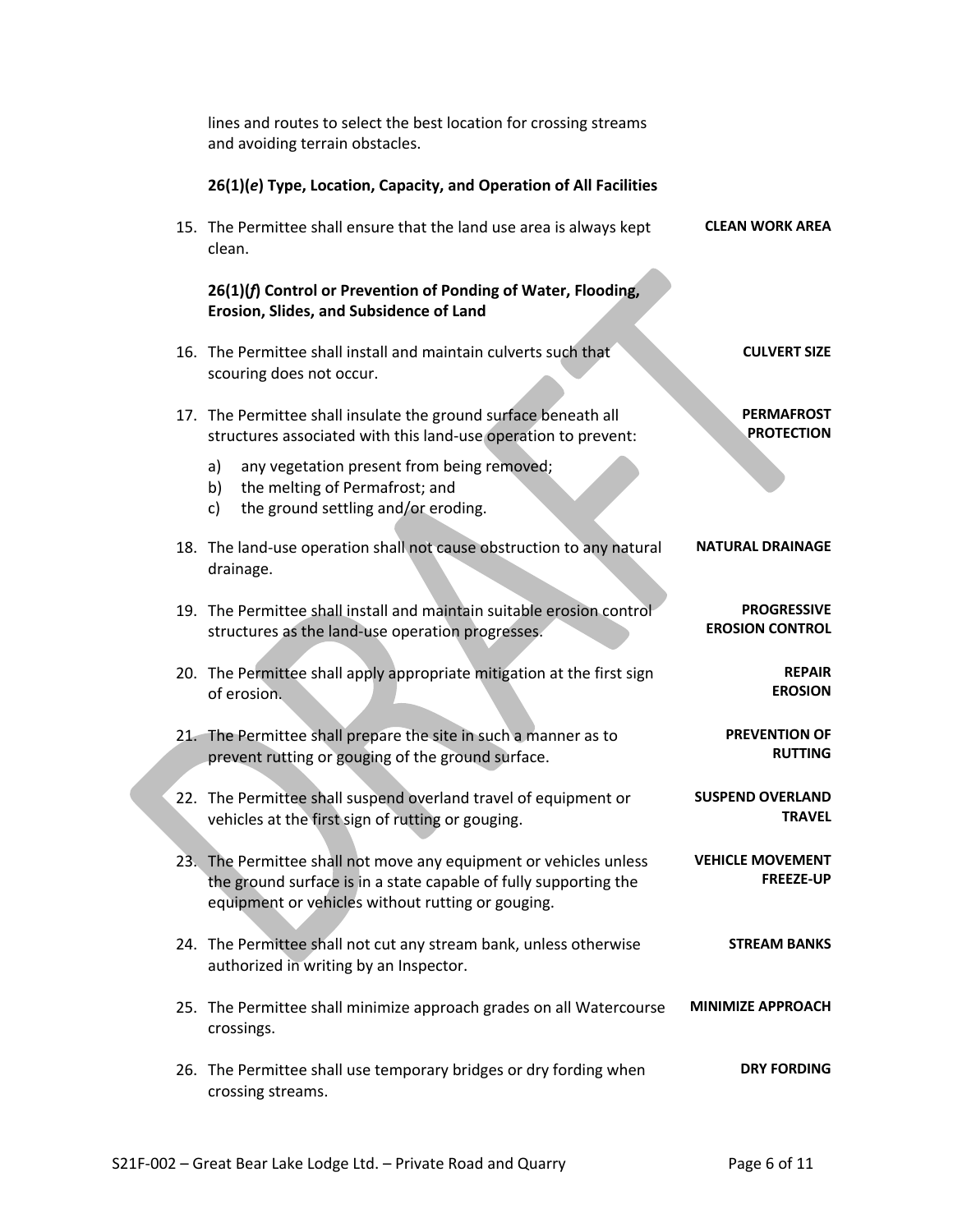lines and routes to select the best location for crossing streams and avoiding terrain obstacles.

**26(1)(*e*) Type, Location, Capacity, and Operation of All Facilities**

15. The Permittee shall ensure that the land use area is always kept clean. **CLEAN WORK AREA**

**26(1)(*f*) Control or Prevention of Ponding of Water, Flooding, Erosion, Slides, and Subsidence of Land**

16. The Permittee shall install and maintain culverts such that scouring does not occur. **CULVERT SIZE**

17. The Permittee shall insulate the ground surface beneath all structures associated with this land-use operation to prevent: **PERMAFROST PROTECTION**
    a) any vegetation present from being removed;
    b) the melting of Permafrost; and
    c) the ground settling and/or eroding.

18. The land-use operation shall not cause obstruction to any natural drainage. **NATURAL DRAINAGE**

19. The Permittee shall install and maintain suitable erosion control structures as the land-use operation progresses. **PROGRESSIVE EROSION CONTROL**

20. The Permittee shall apply appropriate mitigation at the first sign of erosion. **REPAIR EROSION**

21. The Permittee shall prepare the site in such a manner as to prevent rutting or gouging of the ground surface. **PREVENTION OF RUTTING**

22. The Permittee shall suspend overland travel of equipment or vehicles at the first sign of rutting or gouging. **SUSPEND OVERLAND TRAVEL**

23. The Permittee shall not move any equipment or vehicles unless the ground surface is in a state capable of fully supporting the equipment or vehicles without rutting or gouging. **VEHICLE MOVEMENT FREEZE-UP**

24. The Permittee shall not cut any stream bank, unless otherwise authorized in writing by an Inspector. **STREAM BANKS**

25. The Permittee shall minimize approach grades on all Watercourse crossings. **MINIMIZE APPROACH**

26. The Permittee shall use temporary bridges or dry fording when crossing streams. **DRY FORDING**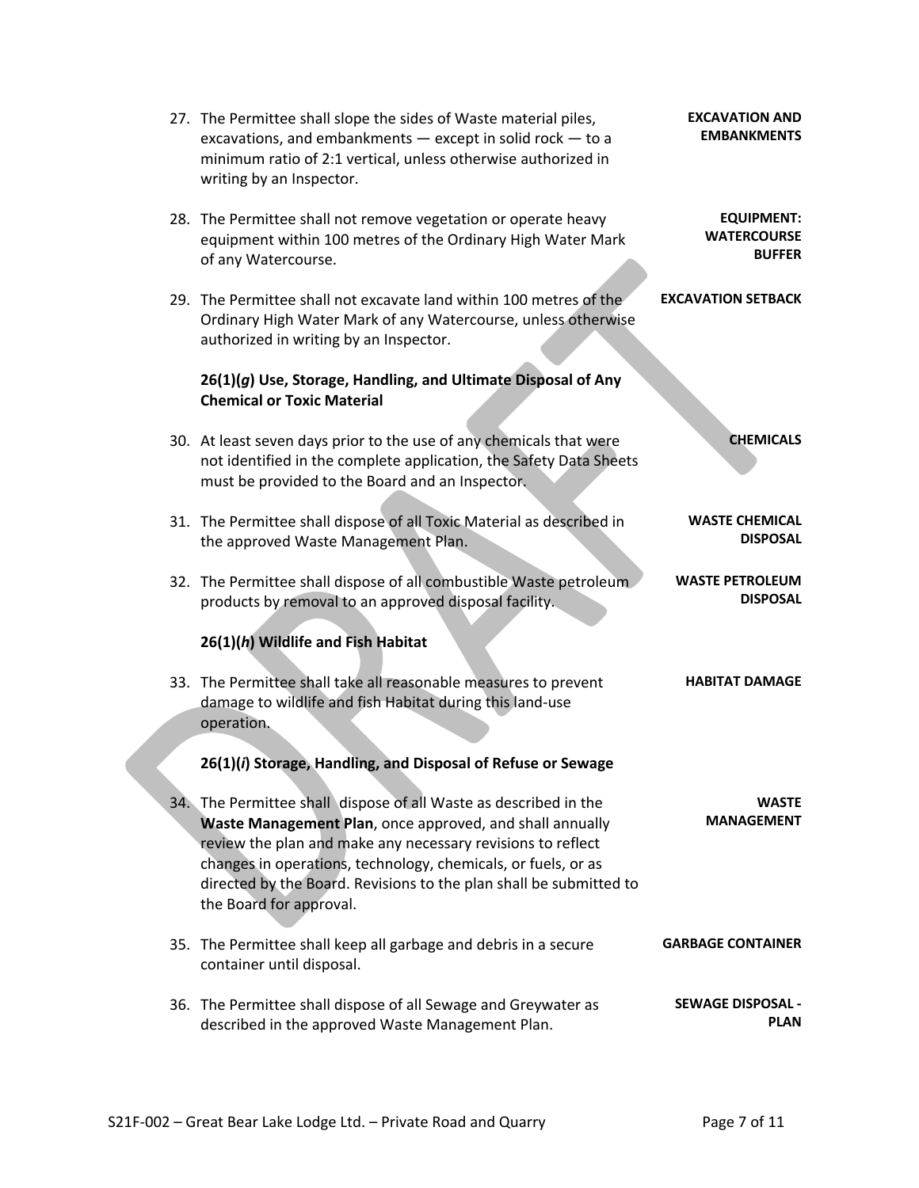27. The Permittee shall slope the sides of Waste material piles, excavations, and embankments — except in solid rock — to a minimum ratio of 2:1 vertical, unless otherwise authorized in writing by an Inspector. **EXCAVATION AND EMBANKMENTS**

28. The Permittee shall not remove vegetation or operate heavy equipment within 100 metres of the Ordinary High Water Mark of any Watercourse. **EQUIPMENT: WATERCOURSE BUFFER**

29. The Permittee shall not excavate land within 100 metres of the Ordinary High Water Mark of any Watercourse, unless otherwise authorized in writing by an Inspector. **EXCAVATION SETBACK**

**26(1)(*g*) Use, Storage, Handling, and Ultimate Disposal of Any Chemical or Toxic Material**

30. At least seven days prior to the use of any chemicals that were not identified in the complete application, the Safety Data Sheets must be provided to the Board and an Inspector. **CHEMICALS**

31. The Permittee shall dispose of all Toxic Material as described in the approved Waste Management Plan. **WASTE CHEMICAL DISPOSAL**

32. The Permittee shall dispose of all combustible Waste petroleum products by removal to an approved disposal facility. **WASTE PETROLEUM DISPOSAL**

**26(1)(*h*) Wildlife and Fish Habitat**

33. The Permittee shall take all reasonable measures to prevent damage to wildlife and fish Habitat during this land-use operation. **HABITAT DAMAGE**

**26(1)(*i*) Storage, Handling, and Disposal of Refuse or Sewage**

34. The Permittee shall dispose of all Waste as described in the **Waste Management Plan**, once approved, and shall annually review the plan and make any necessary revisions to reflect changes in operations, technology, chemicals, or fuels, or as directed by the Board. Revisions to the plan shall be submitted to the Board for approval. **WASTE MANAGEMENT**

35. The Permittee shall keep all garbage and debris in a secure container until disposal. **GARBAGE CONTAINER**

36. The Permittee shall dispose of all Sewage and Greywater as described in the approved Waste Management Plan. **SEWAGE DISPOSAL - PLAN**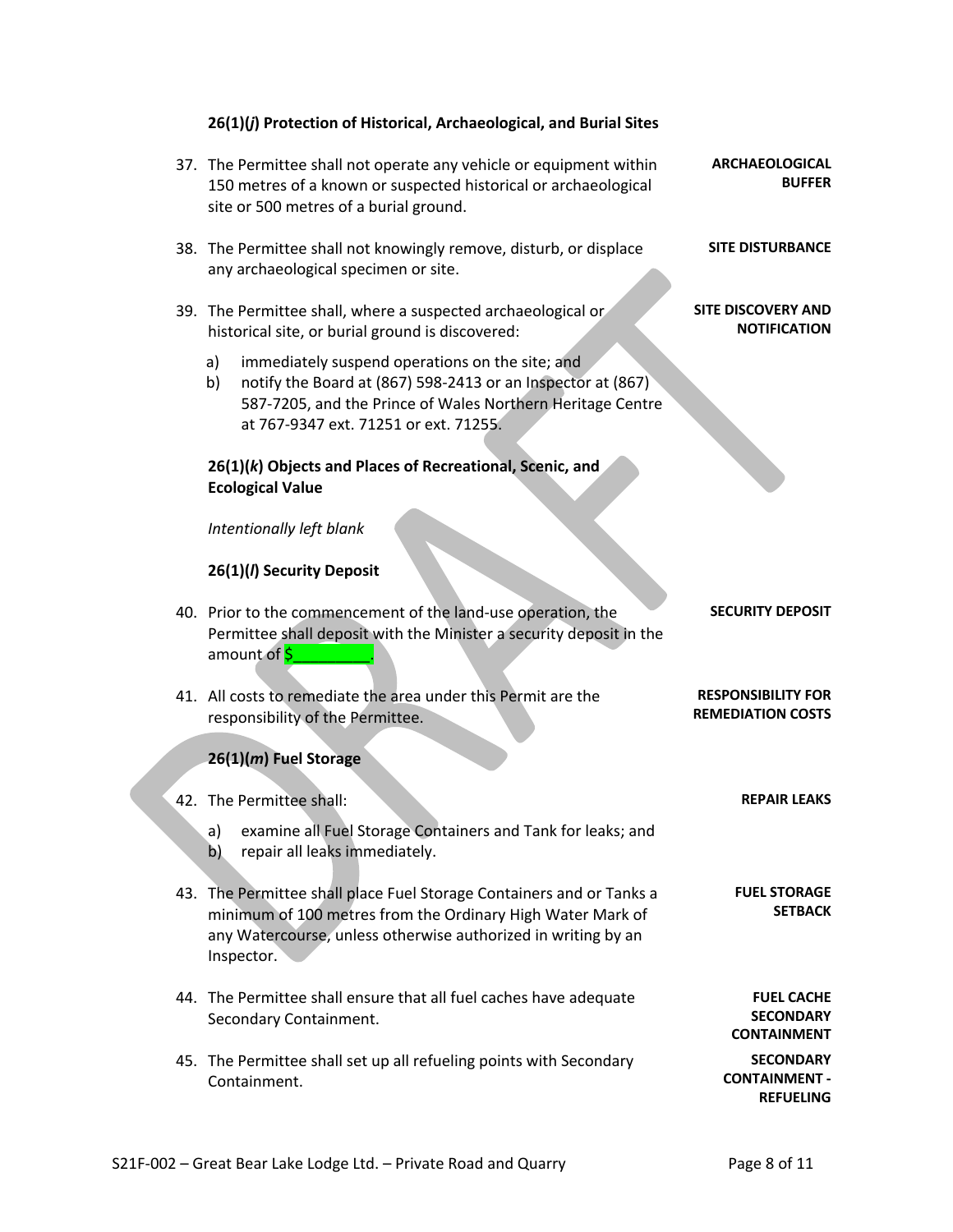### 26(1)(*j*) Protection of Historical, Archaeological, and Burial Sites

37. The Permittee shall not operate any vehicle or equipment within 150 metres of a known or suspected historical or archaeological site or 500 metres of a burial ground. **ARCHAEOLOGICAL BUFFER**

38. The Permittee shall not knowingly remove, disturb, or displace any archaeological specimen or site. **SITE DISTURBANCE**

39. The Permittee shall, where a suspected archaeological or historical site, or burial ground is discovered: **SITE DISCOVERY AND NOTIFICATION**
    a) immediately suspend operations on the site; and
    b) notify the Board at (867) 598-2413 or an Inspector at (867) 587-7205, and the Prince of Wales Northern Heritage Centre at 767-9347 ext. 71251 or ext. 71255.

### 26(1)(*k*) Objects and Places of Recreational, Scenic, and Ecological Value

*Intentionally left blank*

### 26(1)(*l*) Security Deposit

40. Prior to the commencement of the land-use operation, the Permittee shall deposit with the Minister a security deposit in the amount of $_________. **SECURITY DEPOSIT**

41. All costs to remediate the area under this Permit are the responsibility of the Permittee. **RESPONSIBILITY FOR REMEDIATION COSTS**

### 26(1)(*m*) Fuel Storage

42. The Permittee shall: **REPAIR LEAKS**
    a) examine all Fuel Storage Containers and Tank for leaks; and
    b) repair all leaks immediately.

43. The Permittee shall place Fuel Storage Containers and or Tanks a minimum of 100 metres from the Ordinary High Water Mark of any Watercourse, unless otherwise authorized in writing by an Inspector. **FUEL STORAGE SETBACK**

44. The Permittee shall ensure that all fuel caches have adequate Secondary Containment. **FUEL CACHE SECONDARY CONTAINMENT**

45. The Permittee shall set up all refueling points with Secondary Containment. **SECONDARY CONTAINMENT - REFUELING**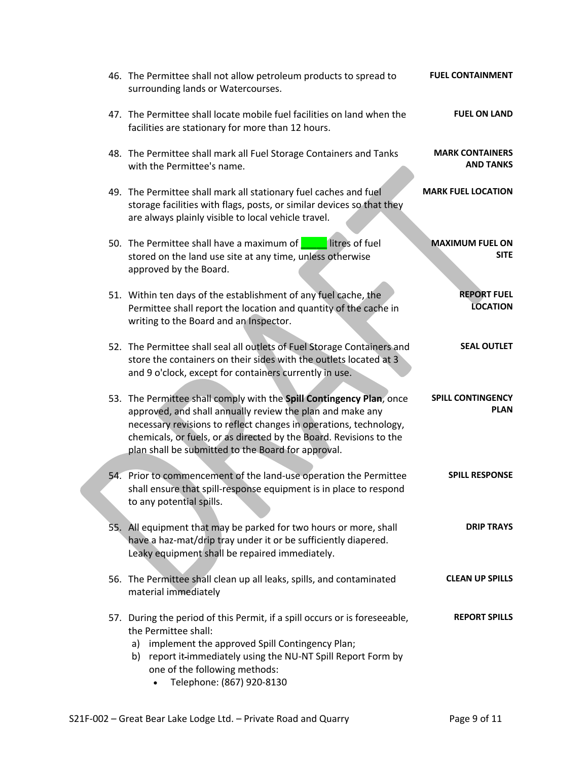46. The Permittee shall not allow petroleum products to spread to surrounding lands or Watercourses. **FUEL CONTAINMENT**

47. The Permittee shall locate mobile fuel facilities on land when the facilities are stationary for more than 12 hours. **FUEL ON LAND**

48. The Permittee shall mark all Fuel Storage Containers and Tanks with the Permittee's name. **MARK CONTAINERS AND TANKS**

49. The Permittee shall mark all stationary fuel caches and fuel storage facilities with flags, posts, or similar devices so that they are always plainly visible to local vehicle travel. **MARK FUEL LOCATION**

50. The Permittee shall have a maximum of _____ litres of fuel stored on the land use site at any time, unless otherwise approved by the Board. **MAXIMUM FUEL ON SITE**

51. Within ten days of the establishment of any fuel cache, the Permittee shall report the location and quantity of the cache in writing to the Board and an Inspector. **REPORT FUEL LOCATION**

52. The Permittee shall seal all outlets of Fuel Storage Containers and store the containers on their sides with the outlets located at 3 and 9 o'clock, except for containers currently in use. **SEAL OUTLET**

53. The Permittee shall comply with the **Spill Contingency Plan**, once approved, and shall annually review the plan and make any necessary revisions to reflect changes in operations, technology, chemicals, or fuels, or as directed by the Board. Revisions to the plan shall be submitted to the Board for approval. **SPILL CONTINGENCY PLAN**

54. Prior to commencement of the land-use operation the Permittee shall ensure that spill-response equipment is in place to respond to any potential spills. **SPILL RESPONSE**

55. All equipment that may be parked for two hours or more, shall have a haz-mat/drip tray under it or be sufficiently diapered. Leaky equipment shall be repaired immediately. **DRIP TRAYS**

56. The Permittee shall clean up all leaks, spills, and contaminated material immediately **CLEAN UP SPILLS**

57. During the period of this Permit, if a spill occurs or is foreseeable, the Permittee shall: **REPORT SPILLS**
    a) implement the approved Spill Contingency Plan;
    b) report it immediately using the NU-NT Spill Report Form by one of the following methods:
        - Telephone: (867) 920-8130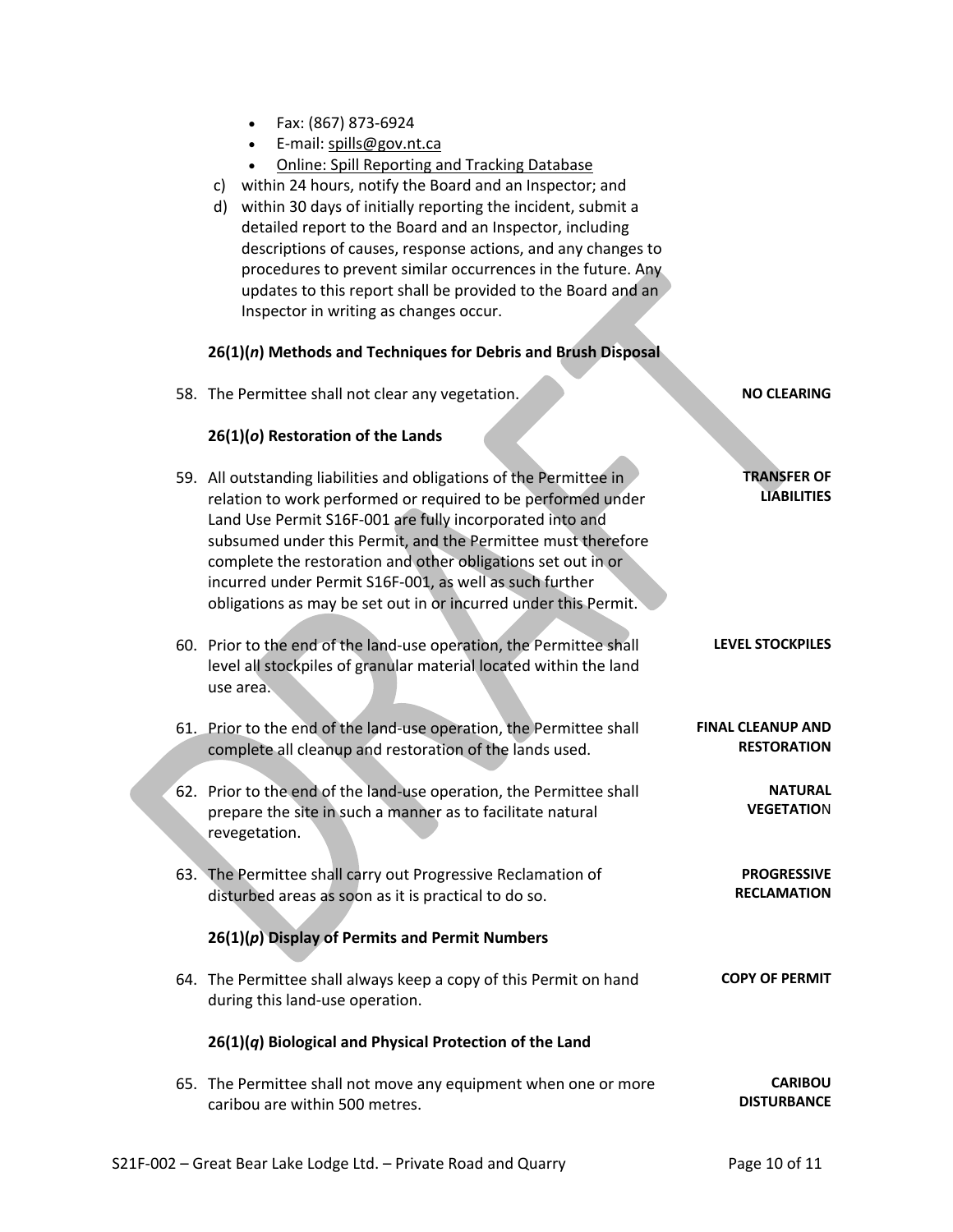- Fax: (867) 873-6924
- E-mail: spills@gov.nt.ca
- Online: Spill Reporting and Tracking Database

c) within 24 hours, notify the Board and an Inspector; and

d) within 30 days of initially reporting the incident, submit a detailed report to the Board and an Inspector, including descriptions of causes, response actions, and any changes to procedures to prevent similar occurrences in the future. Any updates to this report shall be provided to the Board and an Inspector in writing as changes occur.

### 26(1)(*n*) Methods and Techniques for Debris and Brush Disposal

58. The Permittee shall not clear any vegetation. **NO CLEARING**

### 26(1)(*o*) Restoration of the Lands

59. All outstanding liabilities and obligations of the Permittee in relation to work performed or required to be performed under Land Use Permit S16F-001 are fully incorporated into and subsumed under this Permit, and the Permittee must therefore complete the restoration and other obligations set out in or incurred under Permit S16F-001, as well as such further obligations as may be set out in or incurred under this Permit. **TRANSFER OF LIABILITIES**

60. Prior to the end of the land-use operation, the Permittee shall level all stockpiles of granular material located within the land use area. **LEVEL STOCKPILES**

61. Prior to the end of the land-use operation, the Permittee shall complete all cleanup and restoration of the lands used. **FINAL CLEANUP AND RESTORATION**

62. Prior to the end of the land-use operation, the Permittee shall prepare the site in such a manner as to facilitate natural revegetation. **NATURAL VEGETATIO**N

63. The Permittee shall carry out Progressive Reclamation of disturbed areas as soon as it is practical to do so. **PROGRESSIVE RECLAMATION**

### 26(1)(*p*) Display of Permits and Permit Numbers

64. The Permittee shall always keep a copy of this Permit on hand during this land-use operation. **COPY OF PERMIT**

### 26(1)(*q*) Biological and Physical Protection of the Land

65. The Permittee shall not move any equipment when one or more caribou are within 500 metres. **CARIBOU DISTURBANCE**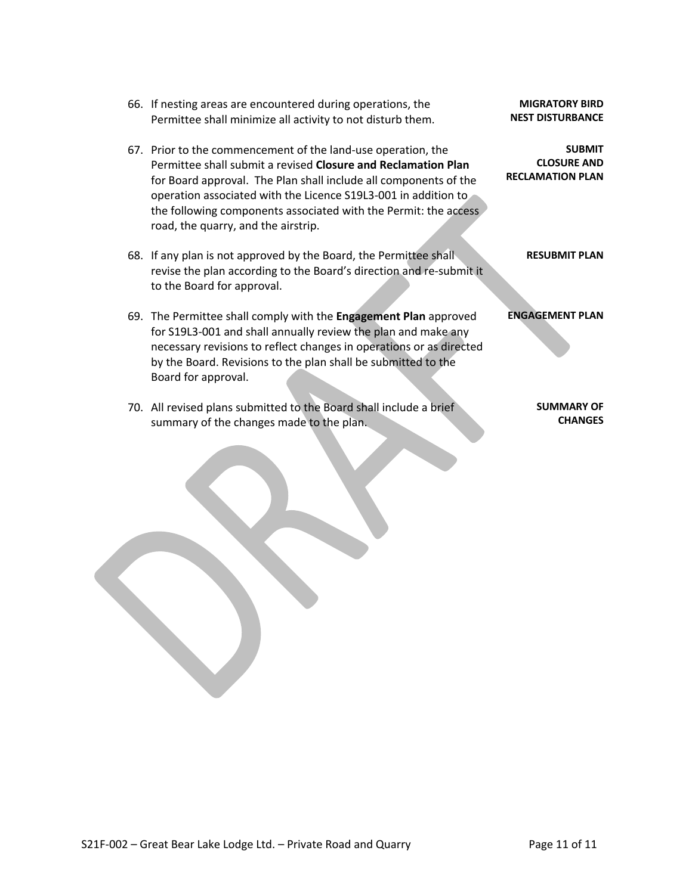66. If nesting areas are encountered during operations, the Permittee shall minimize all activity to not disturb them. **MIGRATORY BIRD NEST DISTURBANCE**

67. Prior to the commencement of the land-use operation, the Permittee shall submit a revised **Closure and Reclamation Plan** for Board approval. The Plan shall include all components of the operation associated with the Licence S19L3-001 in addition to the following components associated with the Permit: the access road, the quarry, and the airstrip. **SUBMIT CLOSURE AND RECLAMATION PLAN**

68. If any plan is not approved by the Board, the Permittee shall revise the plan according to the Board's direction and re-submit it to the Board for approval. **RESUBMIT PLAN**

69. The Permittee shall comply with the **Engagement Plan** approved for S19L3-001 and shall annually review the plan and make any necessary revisions to reflect changes in operations or as directed by the Board. Revisions to the plan shall be submitted to the Board for approval. **ENGAGEMENT PLAN**

70. All revised plans submitted to the Board shall include a brief summary of the changes made to the plan. **SUMMARY OF CHANGES**

DRAFT